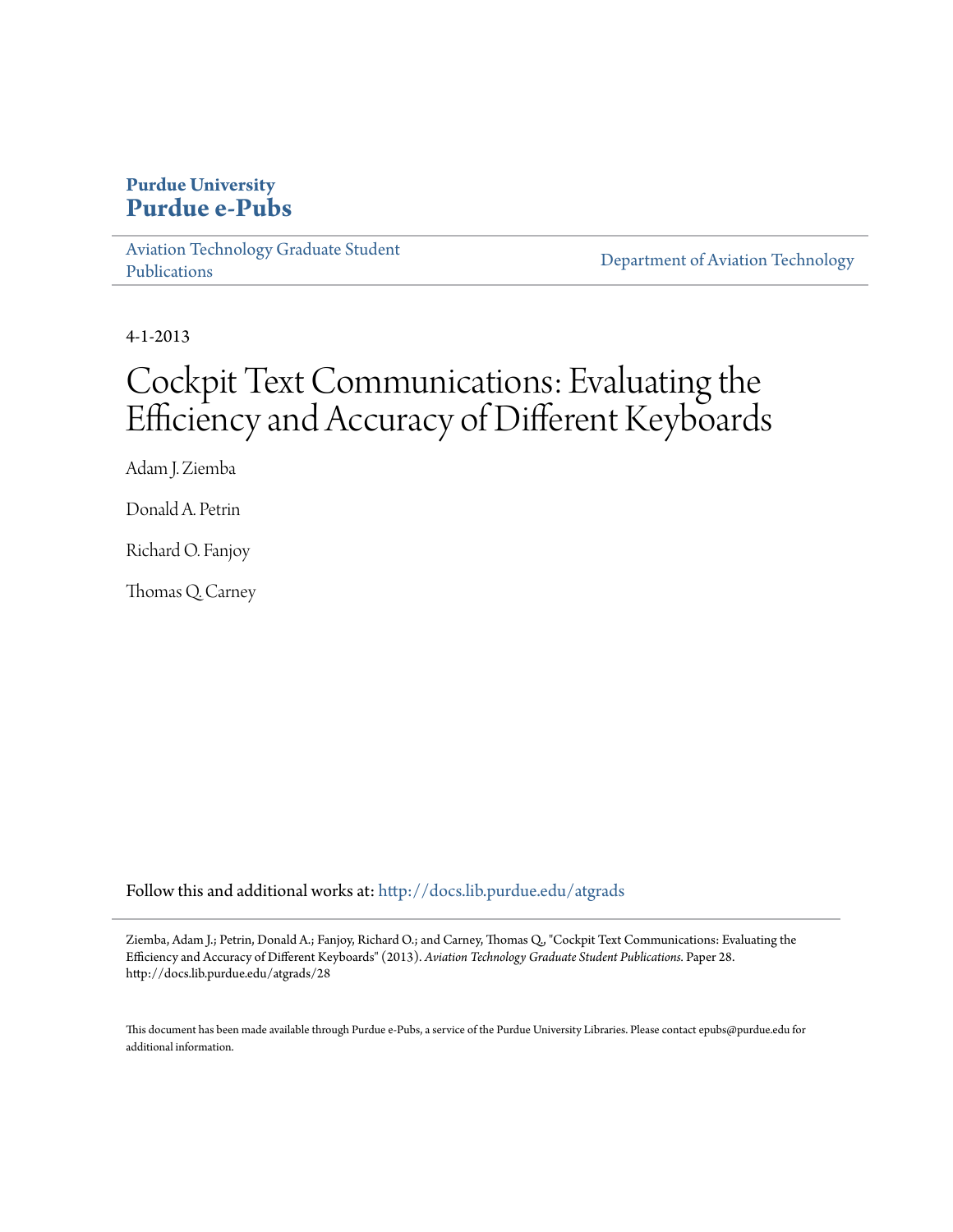**Purdue University**
**Purdue e-Pubs**

Aviation Technology Graduate Student Publications | Department of Aviation Technology

4-1-2013

# Cockpit Text Communications: Evaluating the Efficiency and Accuracy of Different Keyboards

Adam J. Ziemba

Donald A. Petrin

Richard O. Fanjoy

Thomas Q. Carney

Follow this and additional works at: http://docs.lib.purdue.edu/atgrads

Ziemba, Adam J.; Petrin, Donald A.; Fanjoy, Richard O.; and Carney, Thomas Q., "Cockpit Text Communications: Evaluating the Efficiency and Accuracy of Different Keyboards" (2013). *Aviation Technology Graduate Student Publications.* Paper 28. http://docs.lib.purdue.edu/atgrads/28

This document has been made available through Purdue e-Pubs, a service of the Purdue University Libraries. Please contact epubs@purdue.edu for additional information.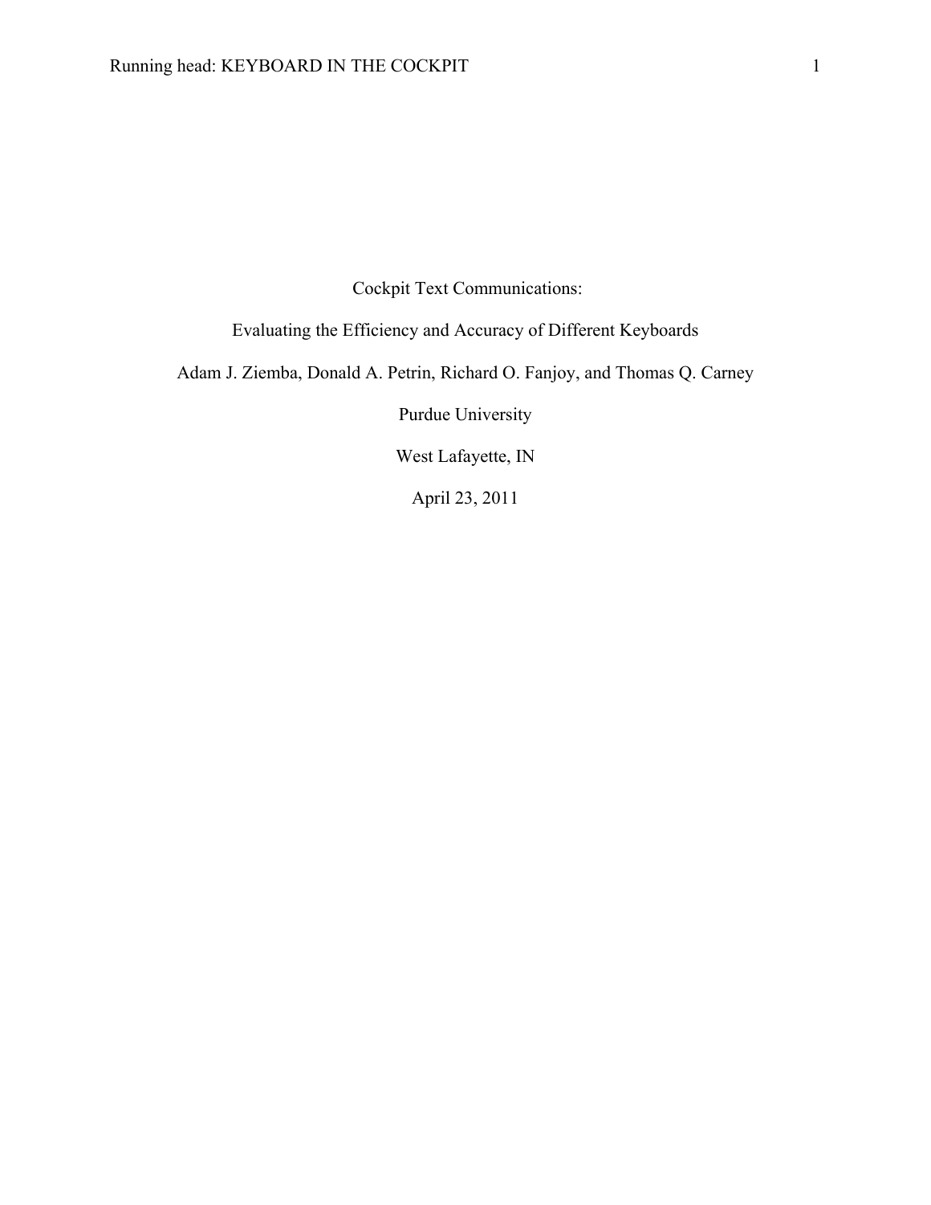# Cockpit Text Communications:

## Evaluating the Efficiency and Accuracy of Different Keyboards

Adam J. Ziemba, Donald A. Petrin, Richard O. Fanjoy, and Thomas Q. Carney

Purdue University

West Lafayette, IN

April 23, 2011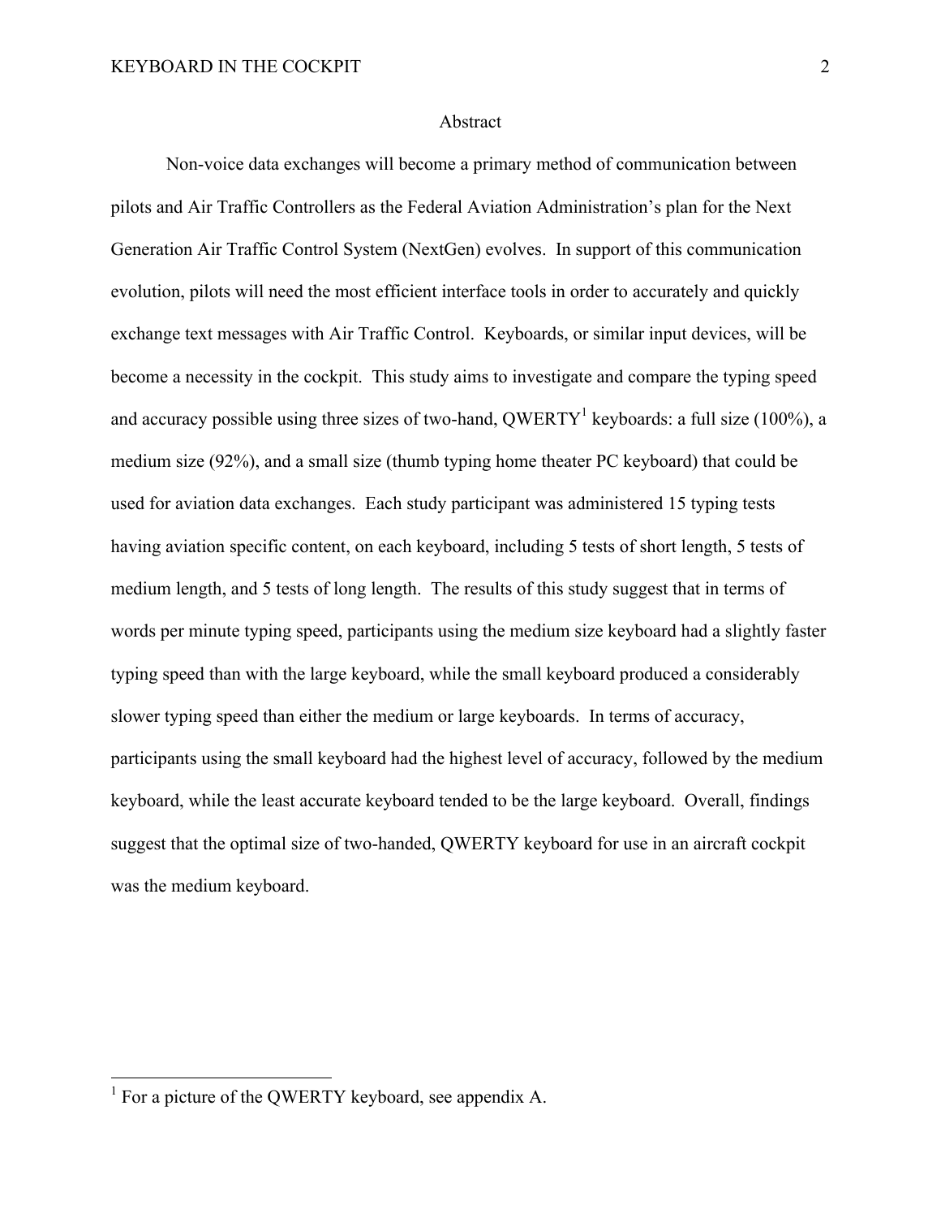## Abstract

Non-voice data exchanges will become a primary method of communication between pilots and Air Traffic Controllers as the Federal Aviation Administration's plan for the Next Generation Air Traffic Control System (NextGen) evolves. In support of this communication evolution, pilots will need the most efficient interface tools in order to accurately and quickly exchange text messages with Air Traffic Control. Keyboards, or similar input devices, will be become a necessity in the cockpit. This study aims to investigate and compare the typing speed and accuracy possible using three sizes of two-hand, QWERTY[1] keyboards: a full size (100%), a medium size (92%), and a small size (thumb typing home theater PC keyboard) that could be used for aviation data exchanges. Each study participant was administered 15 typing tests having aviation specific content, on each keyboard, including 5 tests of short length, 5 tests of medium length, and 5 tests of long length. The results of this study suggest that in terms of words per minute typing speed, participants using the medium size keyboard had a slightly faster typing speed than with the large keyboard, while the small keyboard produced a considerably slower typing speed than either the medium or large keyboards. In terms of accuracy, participants using the small keyboard had the highest level of accuracy, followed by the medium keyboard, while the least accurate keyboard tended to be the large keyboard. Overall, findings suggest that the optimal size of two-handed, QWERTY keyboard for use in an aircraft cockpit was the medium keyboard.

[1] For a picture of the QWERTY keyboard, see appendix A.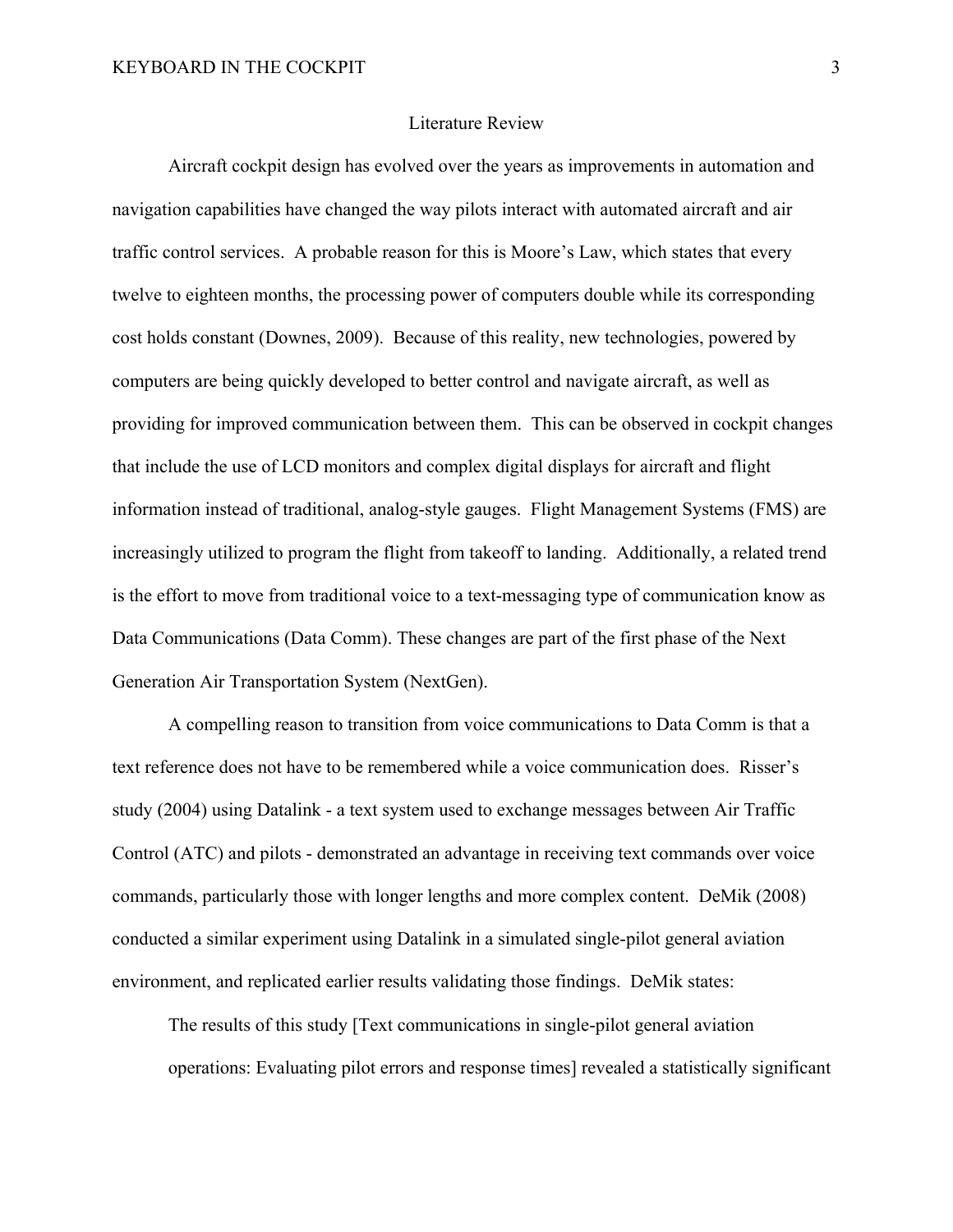## Literature Review

Aircraft cockpit design has evolved over the years as improvements in automation and navigation capabilities have changed the way pilots interact with automated aircraft and air traffic control services. A probable reason for this is Moore's Law, which states that every twelve to eighteen months, the processing power of computers double while its corresponding cost holds constant (Downes, 2009). Because of this reality, new technologies, powered by computers are being quickly developed to better control and navigate aircraft, as well as providing for improved communication between them. This can be observed in cockpit changes that include the use of LCD monitors and complex digital displays for aircraft and flight information instead of traditional, analog-style gauges. Flight Management Systems (FMS) are increasingly utilized to program the flight from takeoff to landing. Additionally, a related trend is the effort to move from traditional voice to a text-messaging type of communication know as Data Communications (Data Comm). These changes are part of the first phase of the Next Generation Air Transportation System (NextGen).

A compelling reason to transition from voice communications to Data Comm is that a text reference does not have to be remembered while a voice communication does. Risser's study (2004) using Datalink - a text system used to exchange messages between Air Traffic Control (ATC) and pilots - demonstrated an advantage in receiving text commands over voice commands, particularly those with longer lengths and more complex content. DeMik (2008) conducted a similar experiment using Datalink in a simulated single-pilot general aviation environment, and replicated earlier results validating those findings. DeMik states:

> The results of this study [Text communications in single-pilot general aviation operations: Evaluating pilot errors and response times] revealed a statistically significant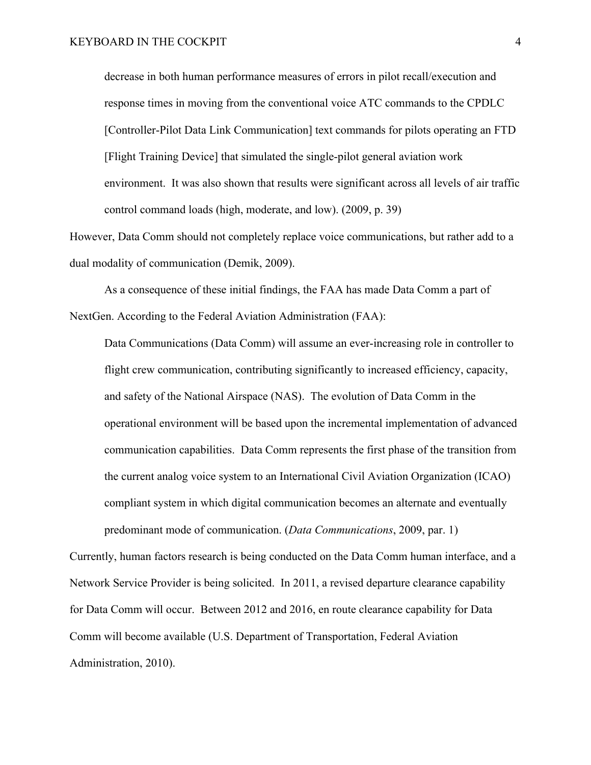> decrease in both human performance measures of errors in pilot recall/execution and response times in moving from the conventional voice ATC commands to the CPDLC [Controller-Pilot Data Link Communication] text commands for pilots operating an FTD [Flight Training Device] that simulated the single-pilot general aviation work environment. It was also shown that results were significant across all levels of air traffic control command loads (high, moderate, and low). (2009, p. 39)

However, Data Comm should not completely replace voice communications, but rather add to a dual modality of communication (Demik, 2009).

As a consequence of these initial findings, the FAA has made Data Comm a part of NextGen. According to the Federal Aviation Administration (FAA):

> Data Communications (Data Comm) will assume an ever-increasing role in controller to flight crew communication, contributing significantly to increased efficiency, capacity, and safety of the National Airspace (NAS). The evolution of Data Comm in the operational environment will be based upon the incremental implementation of advanced communication capabilities. Data Comm represents the first phase of the transition from the current analog voice system to an International Civil Aviation Organization (ICAO) compliant system in which digital communication becomes an alternate and eventually predominant mode of communication. (*Data Communications*, 2009, par. 1)

Currently, human factors research is being conducted on the Data Comm human interface, and a Network Service Provider is being solicited. In 2011, a revised departure clearance capability for Data Comm will occur. Between 2012 and 2016, en route clearance capability for Data Comm will become available (U.S. Department of Transportation, Federal Aviation Administration, 2010).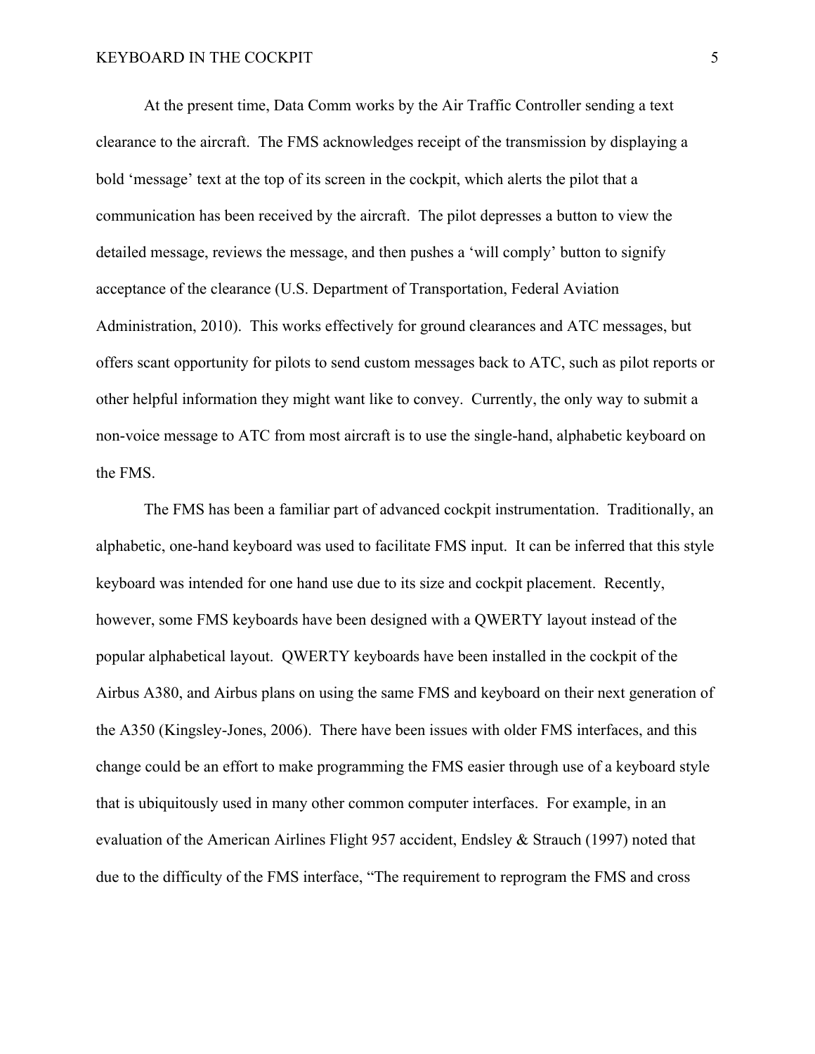At the present time, Data Comm works by the Air Traffic Controller sending a text clearance to the aircraft. The FMS acknowledges receipt of the transmission by displaying a bold 'message' text at the top of its screen in the cockpit, which alerts the pilot that a communication has been received by the aircraft. The pilot depresses a button to view the detailed message, reviews the message, and then pushes a 'will comply' button to signify acceptance of the clearance (U.S. Department of Transportation, Federal Aviation Administration, 2010). This works effectively for ground clearances and ATC messages, but offers scant opportunity for pilots to send custom messages back to ATC, such as pilot reports or other helpful information they might want like to convey. Currently, the only way to submit a non-voice message to ATC from most aircraft is to use the single-hand, alphabetic keyboard on the FMS.

The FMS has been a familiar part of advanced cockpit instrumentation. Traditionally, an alphabetic, one-hand keyboard was used to facilitate FMS input. It can be inferred that this style keyboard was intended for one hand use due to its size and cockpit placement. Recently, however, some FMS keyboards have been designed with a QWERTY layout instead of the popular alphabetical layout. QWERTY keyboards have been installed in the cockpit of the Airbus A380, and Airbus plans on using the same FMS and keyboard on their next generation of the A350 (Kingsley-Jones, 2006). There have been issues with older FMS interfaces, and this change could be an effort to make programming the FMS easier through use of a keyboard style that is ubiquitously used in many other common computer interfaces. For example, in an evaluation of the American Airlines Flight 957 accident, Endsley & Strauch (1997) noted that due to the difficulty of the FMS interface, "The requirement to reprogram the FMS and cross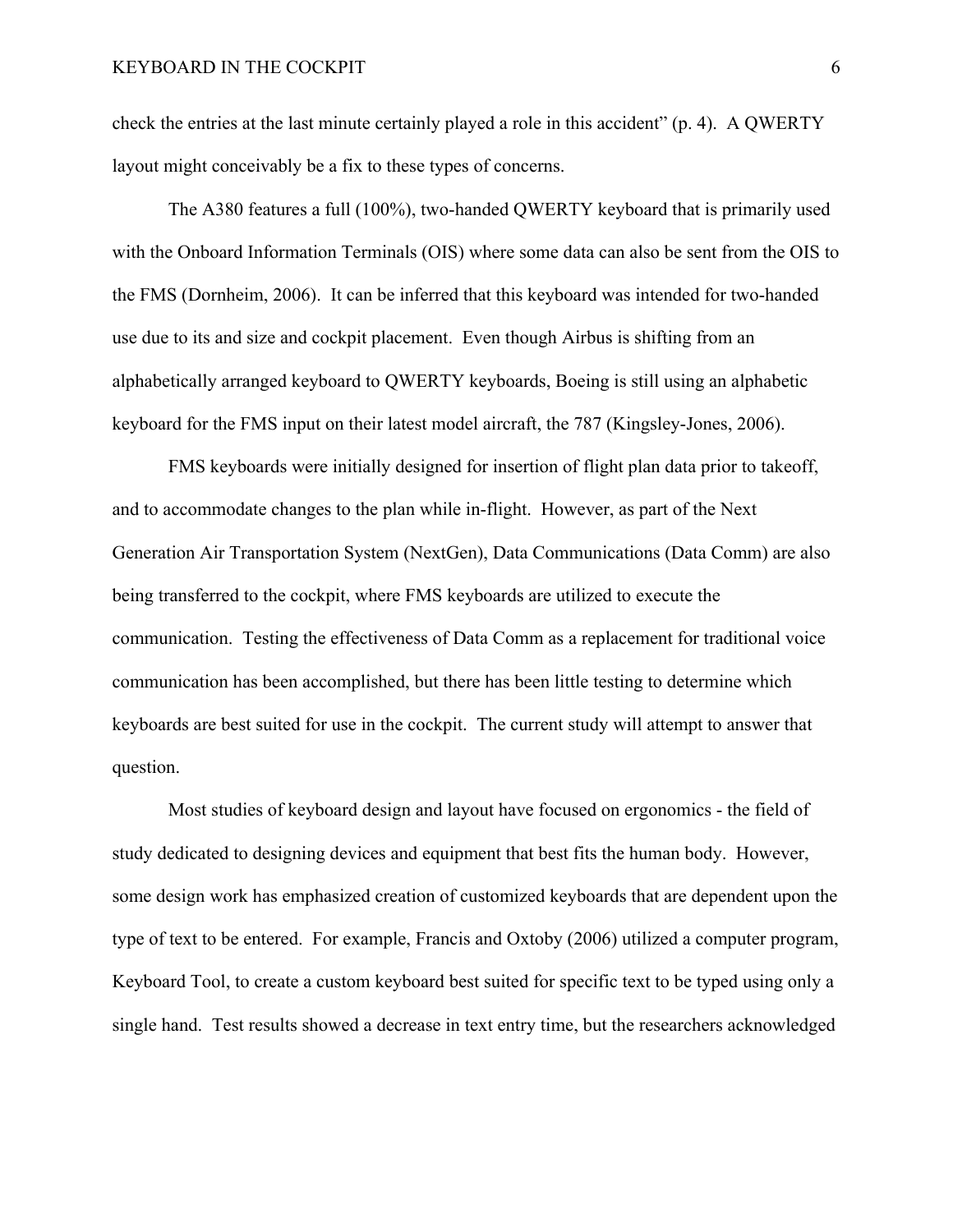check the entries at the last minute certainly played a role in this accident" (p. 4). A QWERTY layout might conceivably be a fix to these types of concerns.

The A380 features a full (100%), two-handed QWERTY keyboard that is primarily used with the Onboard Information Terminals (OIS) where some data can also be sent from the OIS to the FMS (Dornheim, 2006). It can be inferred that this keyboard was intended for two-handed use due to its and size and cockpit placement. Even though Airbus is shifting from an alphabetically arranged keyboard to QWERTY keyboards, Boeing is still using an alphabetic keyboard for the FMS input on their latest model aircraft, the 787 (Kingsley-Jones, 2006).

FMS keyboards were initially designed for insertion of flight plan data prior to takeoff, and to accommodate changes to the plan while in-flight. However, as part of the Next Generation Air Transportation System (NextGen), Data Communications (Data Comm) are also being transferred to the cockpit, where FMS keyboards are utilized to execute the communication. Testing the effectiveness of Data Comm as a replacement for traditional voice communication has been accomplished, but there has been little testing to determine which keyboards are best suited for use in the cockpit. The current study will attempt to answer that question.

Most studies of keyboard design and layout have focused on ergonomics - the field of study dedicated to designing devices and equipment that best fits the human body. However, some design work has emphasized creation of customized keyboards that are dependent upon the type of text to be entered. For example, Francis and Oxtoby (2006) utilized a computer program, Keyboard Tool, to create a custom keyboard best suited for specific text to be typed using only a single hand. Test results showed a decrease in text entry time, but the researchers acknowledged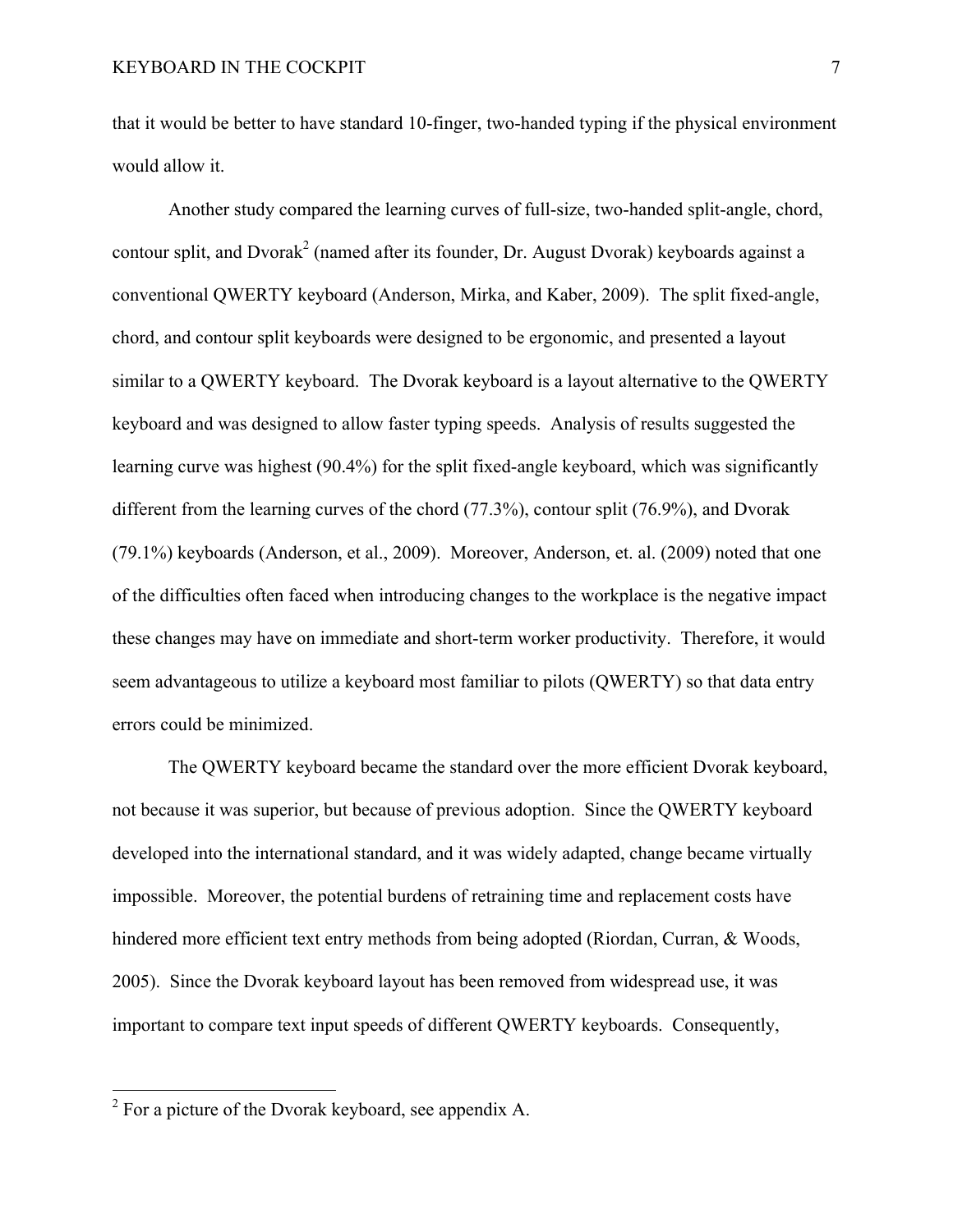that it would be better to have standard 10-finger, two-handed typing if the physical environment would allow it.

Another study compared the learning curves of full-size, two-handed split-angle, chord, contour split, and Dvorak[2] (named after its founder, Dr. August Dvorak) keyboards against a conventional QWERTY keyboard (Anderson, Mirka, and Kaber, 2009). The split fixed-angle, chord, and contour split keyboards were designed to be ergonomic, and presented a layout similar to a QWERTY keyboard. The Dvorak keyboard is a layout alternative to the QWERTY keyboard and was designed to allow faster typing speeds. Analysis of results suggested the learning curve was highest (90.4%) for the split fixed-angle keyboard, which was significantly different from the learning curves of the chord (77.3%), contour split (76.9%), and Dvorak (79.1%) keyboards (Anderson, et al., 2009). Moreover, Anderson, et. al. (2009) noted that one of the difficulties often faced when introducing changes to the workplace is the negative impact these changes may have on immediate and short-term worker productivity. Therefore, it would seem advantageous to utilize a keyboard most familiar to pilots (QWERTY) so that data entry errors could be minimized.

The QWERTY keyboard became the standard over the more efficient Dvorak keyboard, not because it was superior, but because of previous adoption. Since the QWERTY keyboard developed into the international standard, and it was widely adapted, change became virtually impossible. Moreover, the potential burdens of retraining time and replacement costs have hindered more efficient text entry methods from being adopted (Riordan, Curran, & Woods, 2005). Since the Dvorak keyboard layout has been removed from widespread use, it was important to compare text input speeds of different QWERTY keyboards. Consequently,

---

[2] For a picture of the Dvorak keyboard, see appendix A.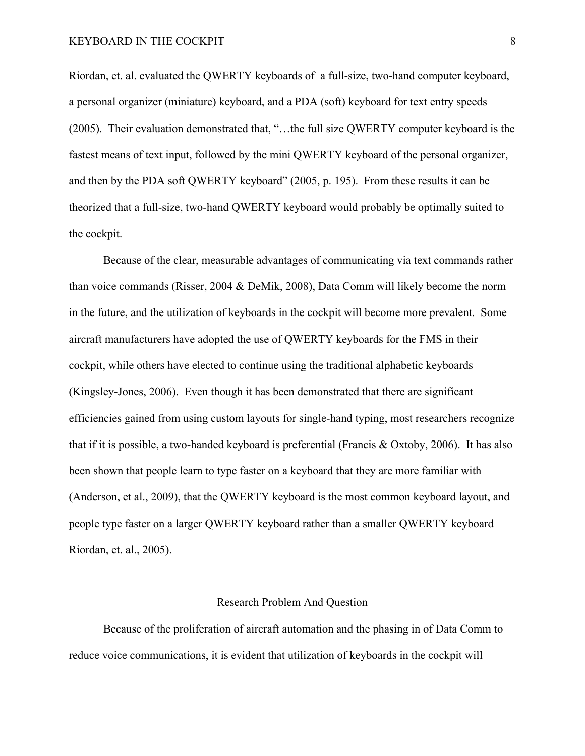Riordan, et. al. evaluated the QWERTY keyboards of  a full-size, two-hand computer keyboard, a personal organizer (miniature) keyboard, and a PDA (soft) keyboard for text entry speeds (2005).  Their evaluation demonstrated that, "…the full size QWERTY computer keyboard is the fastest means of text input, followed by the mini QWERTY keyboard of the personal organizer, and then by the PDA soft QWERTY keyboard" (2005, p. 195).  From these results it can be theorized that a full-size, two-hand QWERTY keyboard would probably be optimally suited to the cockpit.

Because of the clear, measurable advantages of communicating via text commands rather than voice commands (Risser, 2004 & DeMik, 2008), Data Comm will likely become the norm in the future, and the utilization of keyboards in the cockpit will become more prevalent.  Some aircraft manufacturers have adopted the use of QWERTY keyboards for the FMS in their cockpit, while others have elected to continue using the traditional alphabetic keyboards (Kingsley-Jones, 2006).  Even though it has been demonstrated that there are significant efficiencies gained from using custom layouts for single-hand typing, most researchers recognize that if it is possible, a two-handed keyboard is preferential (Francis & Oxtoby, 2006).  It has also been shown that people learn to type faster on a keyboard that they are more familiar with (Anderson, et al., 2009), that the QWERTY keyboard is the most common keyboard layout, and people type faster on a larger QWERTY keyboard rather than a smaller QWERTY keyboard Riordan, et. al., 2005).

## Research Problem And Question

Because of the proliferation of aircraft automation and the phasing in of Data Comm to reduce voice communications, it is evident that utilization of keyboards in the cockpit will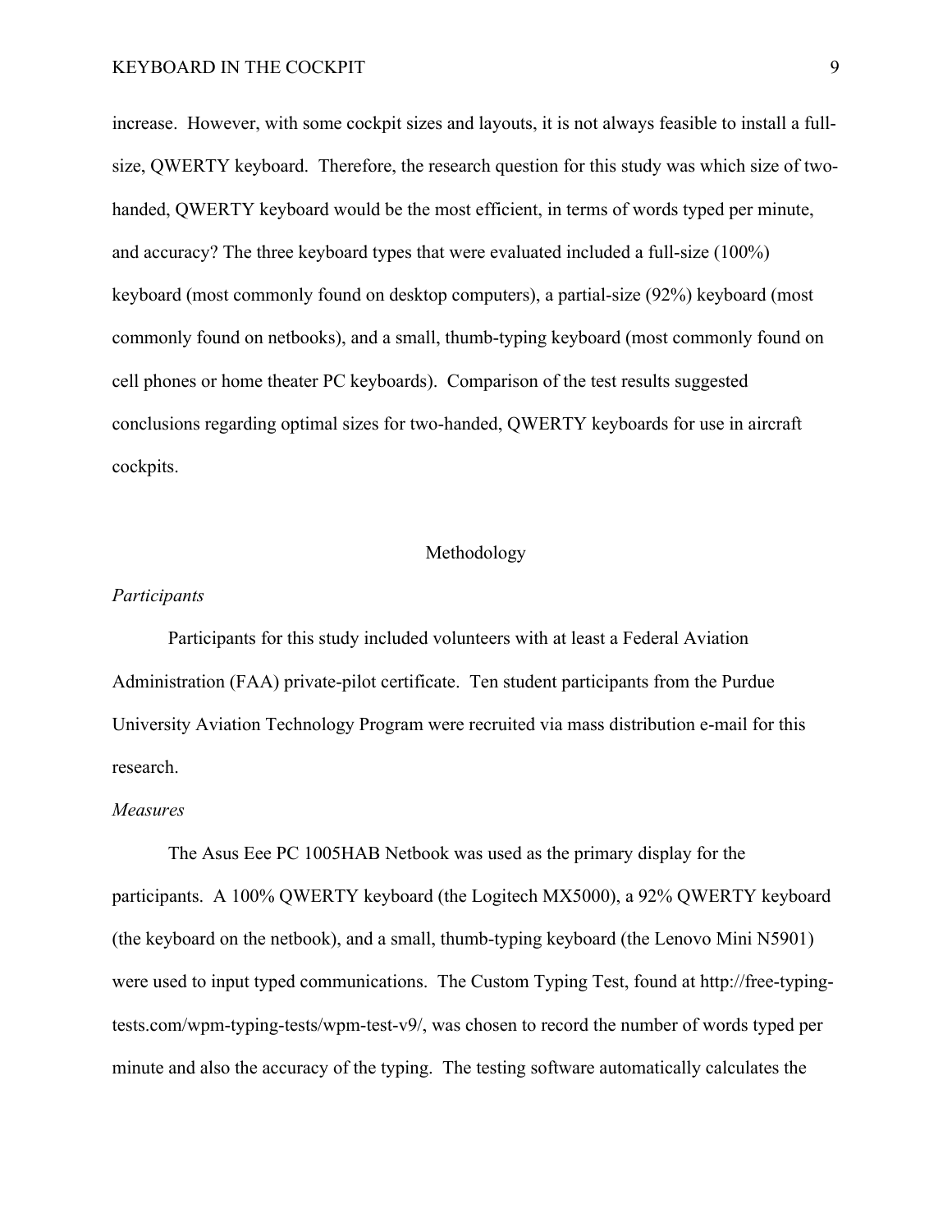increase. However, with some cockpit sizes and layouts, it is not always feasible to install a full-size, QWERTY keyboard. Therefore, the research question for this study was which size of two-handed, QWERTY keyboard would be the most efficient, in terms of words typed per minute, and accuracy? The three keyboard types that were evaluated included a full-size (100%) keyboard (most commonly found on desktop computers), a partial-size (92%) keyboard (most commonly found on netbooks), and a small, thumb-typing keyboard (most commonly found on cell phones or home theater PC keyboards). Comparison of the test results suggested conclusions regarding optimal sizes for two-handed, QWERTY keyboards for use in aircraft cockpits.

## Methodology

### *Participants*

Participants for this study included volunteers with at least a Federal Aviation Administration (FAA) private-pilot certificate. Ten student participants from the Purdue University Aviation Technology Program were recruited via mass distribution e-mail for this research.

### *Measures*

The Asus Eee PC 1005HAB Netbook was used as the primary display for the participants. A 100% QWERTY keyboard (the Logitech MX5000), a 92% QWERTY keyboard (the keyboard on the netbook), and a small, thumb-typing keyboard (the Lenovo Mini N5901) were used to input typed communications. The Custom Typing Test, found at http://free-typing-tests.com/wpm-typing-tests/wpm-test-v9/, was chosen to record the number of words typed per minute and also the accuracy of the typing. The testing software automatically calculates the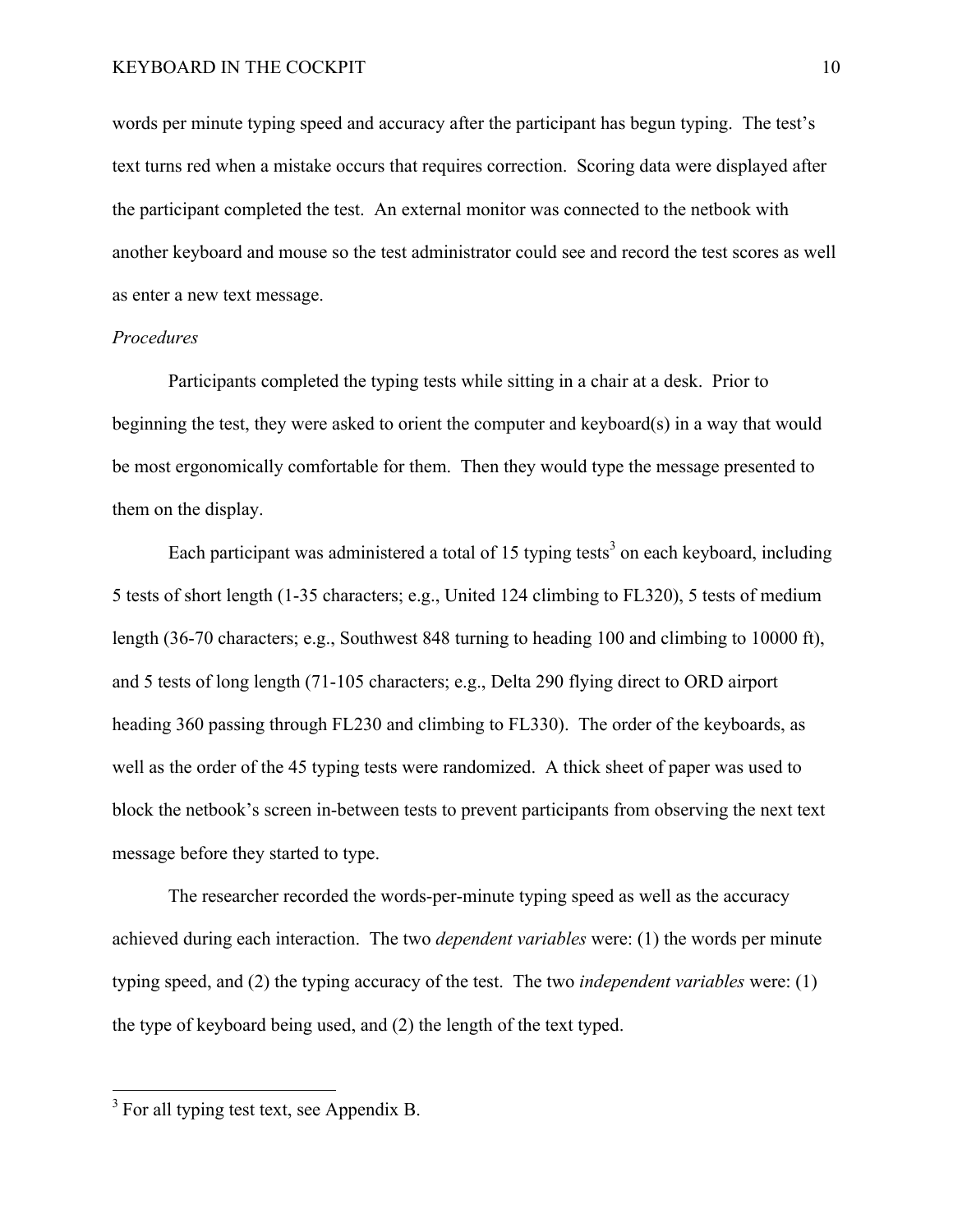words per minute typing speed and accuracy after the participant has begun typing. The test's text turns red when a mistake occurs that requires correction. Scoring data were displayed after the participant completed the test. An external monitor was connected to the netbook with another keyboard and mouse so the test administrator could see and record the test scores as well as enter a new text message.

*Procedures*

Participants completed the typing tests while sitting in a chair at a desk. Prior to beginning the test, they were asked to orient the computer and keyboard(s) in a way that would be most ergonomically comfortable for them. Then they would type the message presented to them on the display.

Each participant was administered a total of 15 typing tests[3] on each keyboard, including 5 tests of short length (1-35 characters; e.g., United 124 climbing to FL320), 5 tests of medium length (36-70 characters; e.g., Southwest 848 turning to heading 100 and climbing to 10000 ft), and 5 tests of long length (71-105 characters; e.g., Delta 290 flying direct to ORD airport heading 360 passing through FL230 and climbing to FL330). The order of the keyboards, as well as the order of the 45 typing tests were randomized. A thick sheet of paper was used to block the netbook's screen in-between tests to prevent participants from observing the next text message before they started to type.

The researcher recorded the words-per-minute typing speed as well as the accuracy achieved during each interaction. The two *dependent variables* were: (1) the words per minute typing speed, and (2) the typing accuracy of the test. The two *independent variables* were: (1) the type of keyboard being used, and (2) the length of the text typed.

---

[3] For all typing test text, see Appendix B.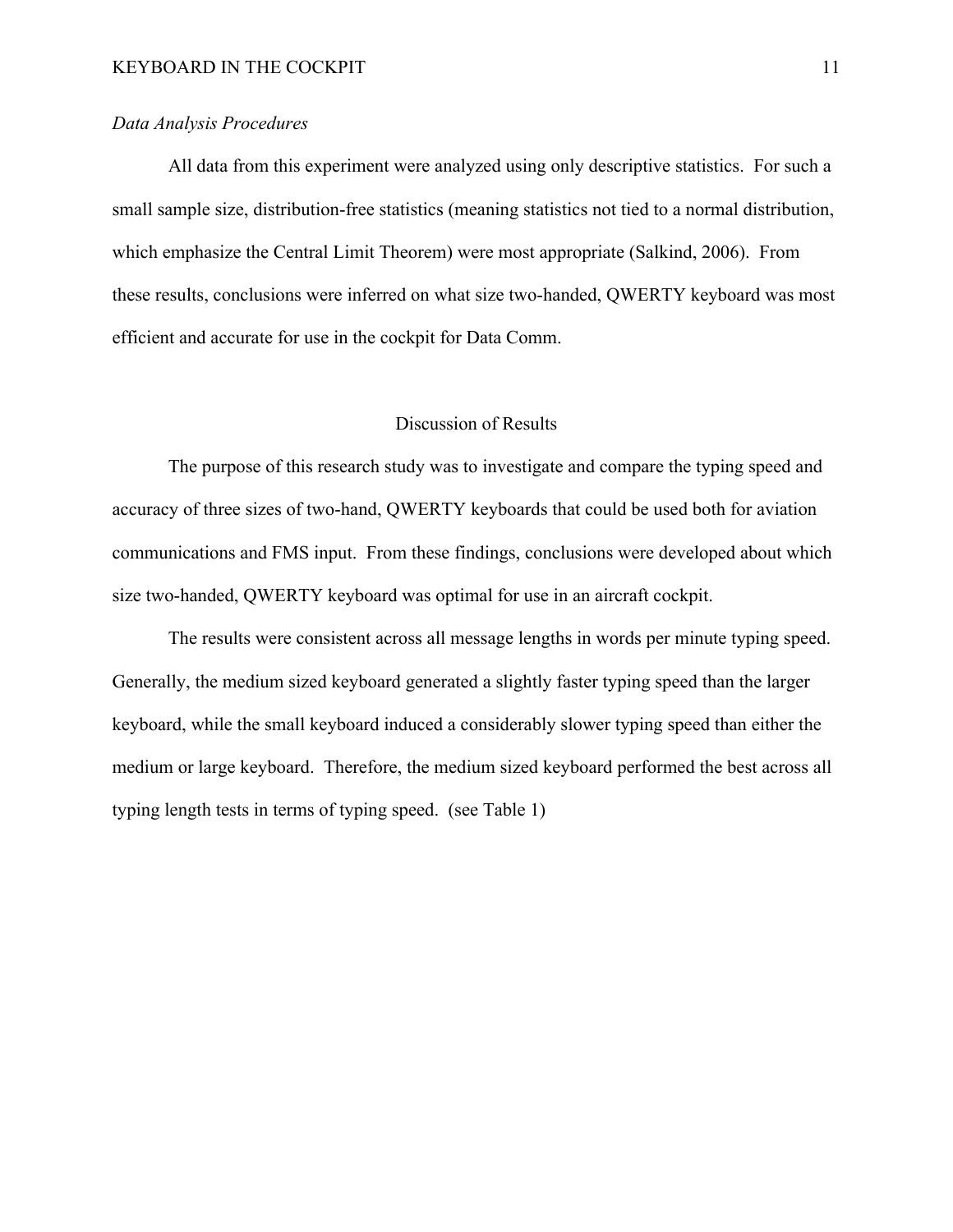*Data Analysis Procedures*

All data from this experiment were analyzed using only descriptive statistics. For such a small sample size, distribution-free statistics (meaning statistics not tied to a normal distribution, which emphasize the Central Limit Theorem) were most appropriate (Salkind, 2006). From these results, conclusions were inferred on what size two-handed, QWERTY keyboard was most efficient and accurate for use in the cockpit for Data Comm.

## Discussion of Results

The purpose of this research study was to investigate and compare the typing speed and accuracy of three sizes of two-hand, QWERTY keyboards that could be used both for aviation communications and FMS input. From these findings, conclusions were developed about which size two-handed, QWERTY keyboard was optimal for use in an aircraft cockpit.

The results were consistent across all message lengths in words per minute typing speed. Generally, the medium sized keyboard generated a slightly faster typing speed than the larger keyboard, while the small keyboard induced a considerably slower typing speed than either the medium or large keyboard. Therefore, the medium sized keyboard performed the best across all typing length tests in terms of typing speed. (see Table 1)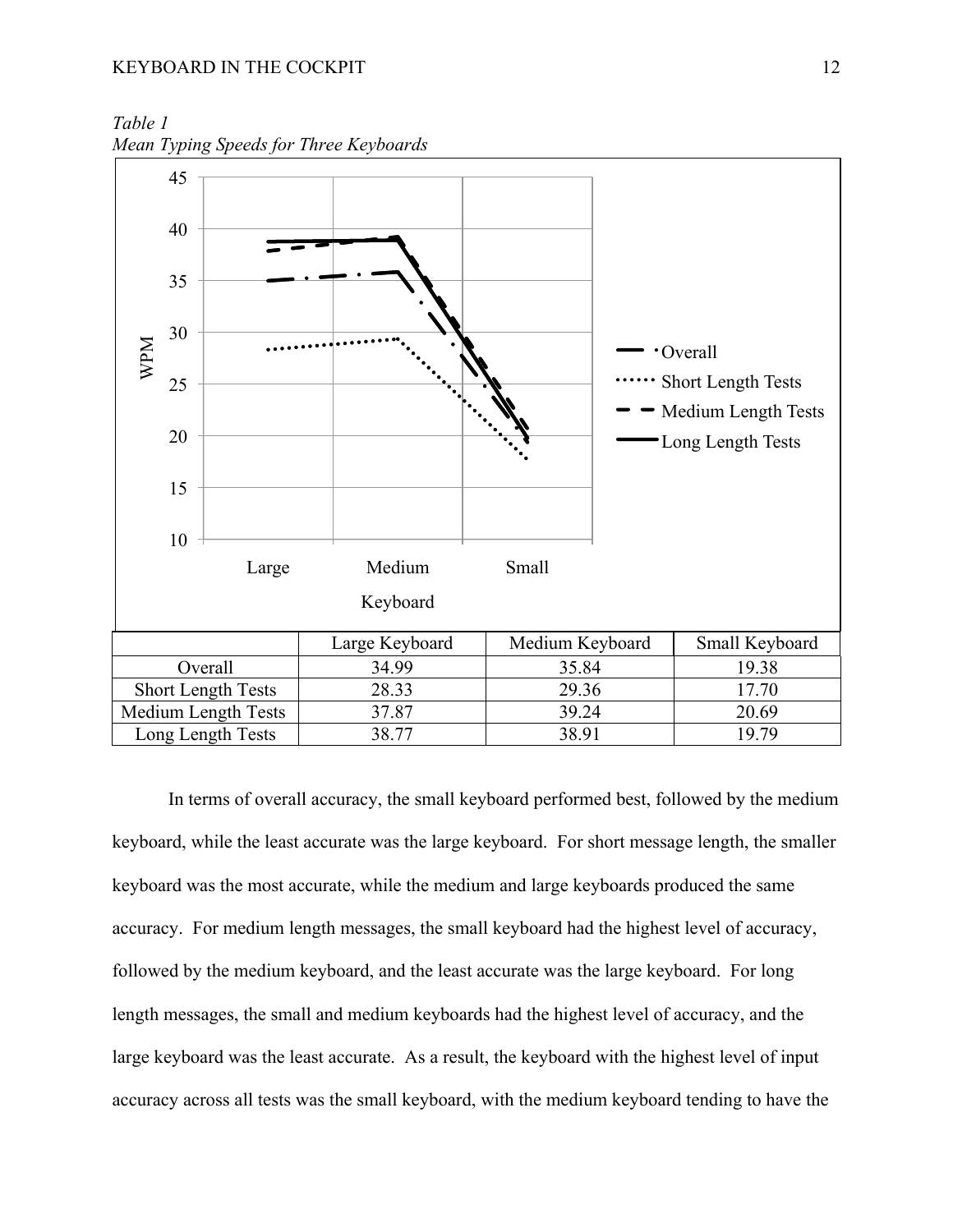*Table 1*
*Mean Typing Speeds for Three Keyboards*

| | Large Keyboard | Medium Keyboard | Small Keyboard |
|---|---|---|---|
| Overall | 34.99 | 35.84 | 19.38 |
| Short Length Tests | 28.33 | 29.36 | 17.70 |
| Medium Length Tests | 37.87 | 39.24 | 20.69 |
| Long Length Tests | 38.77 | 38.91 | 19.79 |

In terms of overall accuracy, the small keyboard performed best, followed by the medium keyboard, while the least accurate was the large keyboard. For short message length, the smaller keyboard was the most accurate, while the medium and large keyboards produced the same accuracy. For medium length messages, the small keyboard had the highest level of accuracy, followed by the medium keyboard, and the least accurate was the large keyboard. For long length messages, the small and medium keyboards had the highest level of accuracy, and the large keyboard was the least accurate. As a result, the keyboard with the highest level of input accuracy across all tests was the small keyboard, with the medium keyboard tending to have the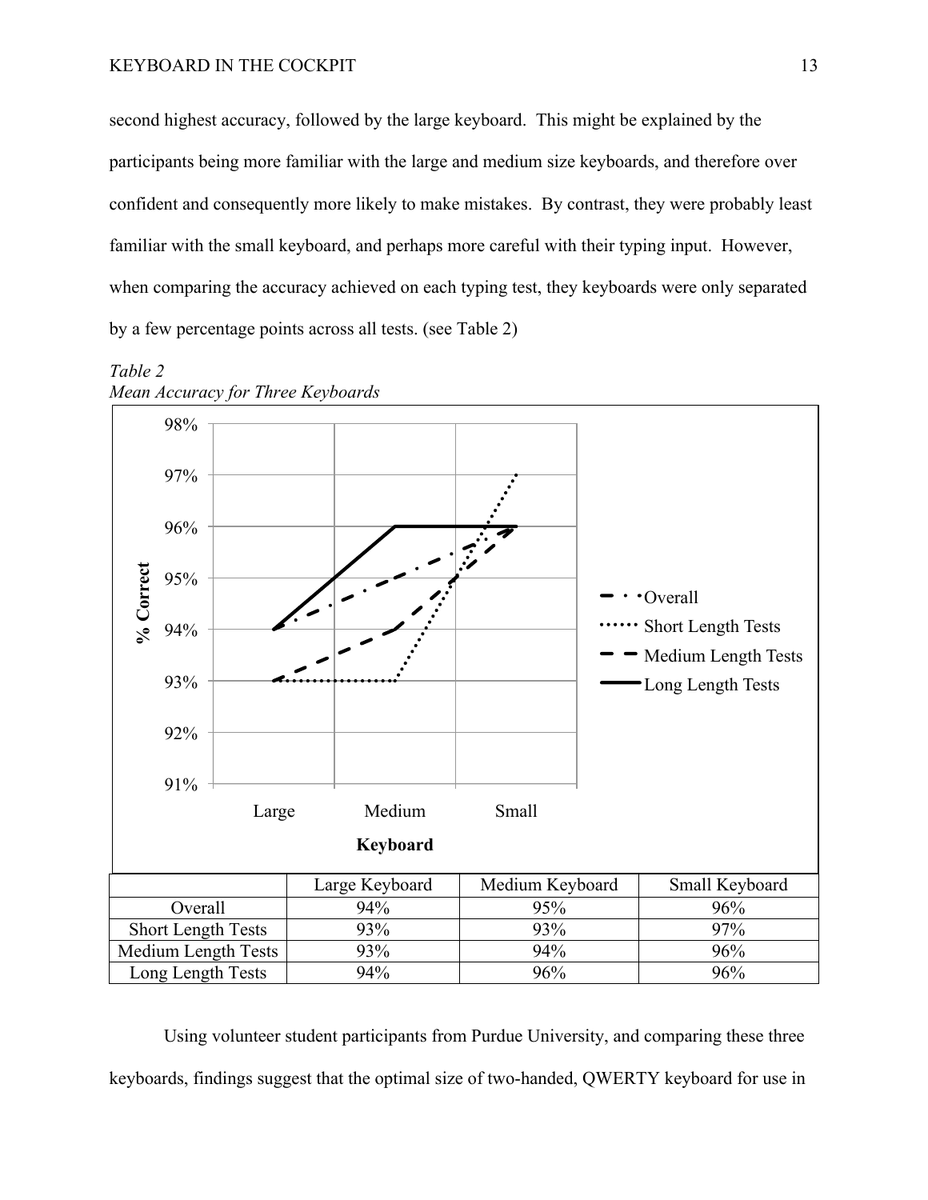second highest accuracy, followed by the large keyboard. This might be explained by the participants being more familiar with the large and medium size keyboards, and therefore over confident and consequently more likely to make mistakes. By contrast, they were probably least familiar with the small keyboard, and perhaps more careful with their typing input. However, when comparing the accuracy achieved on each typing test, they keyboards were only separated by a few percentage points across all tests. (see Table 2)

*Table 2*
*Mean Accuracy for Three Keyboards*

| | Large Keyboard | Medium Keyboard | Small Keyboard |
|---|---|---|---|
| Overall | 94% | 95% | 96% |
| Short Length Tests | 93% | 93% | 97% |
| Medium Length Tests | 93% | 94% | 96% |
| Long Length Tests | 94% | 96% | 96% |

Using volunteer student participants from Purdue University, and comparing these three keyboards, findings suggest that the optimal size of two-handed, QWERTY keyboard for use in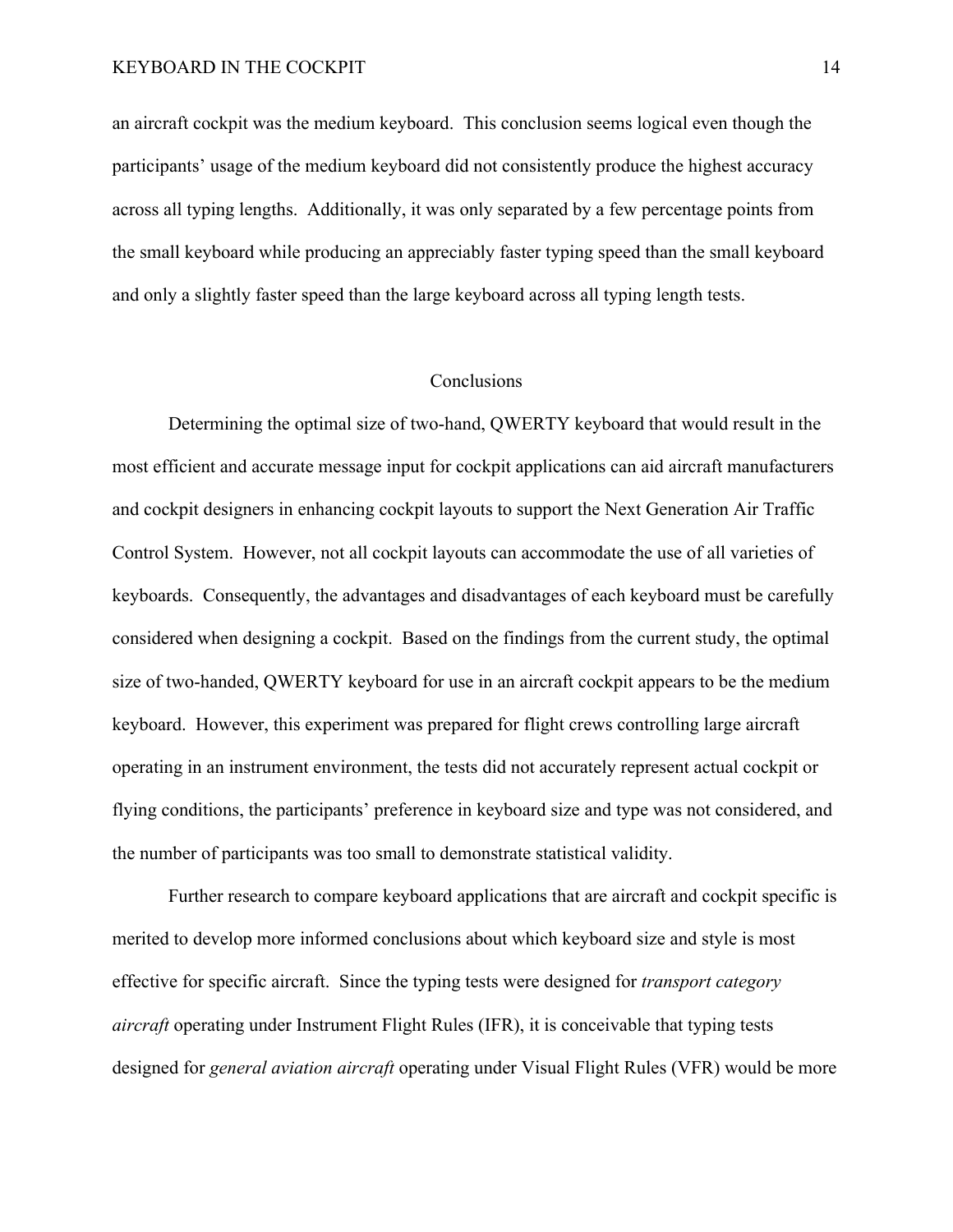an aircraft cockpit was the medium keyboard. This conclusion seems logical even though the participants' usage of the medium keyboard did not consistently produce the highest accuracy across all typing lengths. Additionally, it was only separated by a few percentage points from the small keyboard while producing an appreciably faster typing speed than the small keyboard and only a slightly faster speed than the large keyboard across all typing length tests.

## Conclusions

Determining the optimal size of two-hand, QWERTY keyboard that would result in the most efficient and accurate message input for cockpit applications can aid aircraft manufacturers and cockpit designers in enhancing cockpit layouts to support the Next Generation Air Traffic Control System. However, not all cockpit layouts can accommodate the use of all varieties of keyboards. Consequently, the advantages and disadvantages of each keyboard must be carefully considered when designing a cockpit. Based on the findings from the current study, the optimal size of two-handed, QWERTY keyboard for use in an aircraft cockpit appears to be the medium keyboard. However, this experiment was prepared for flight crews controlling large aircraft operating in an instrument environment, the tests did not accurately represent actual cockpit or flying conditions, the participants' preference in keyboard size and type was not considered, and the number of participants was too small to demonstrate statistical validity.

Further research to compare keyboard applications that are aircraft and cockpit specific is merited to develop more informed conclusions about which keyboard size and style is most effective for specific aircraft. Since the typing tests were designed for *transport category aircraft* operating under Instrument Flight Rules (IFR), it is conceivable that typing tests designed for *general aviation aircraft* operating under Visual Flight Rules (VFR) would be more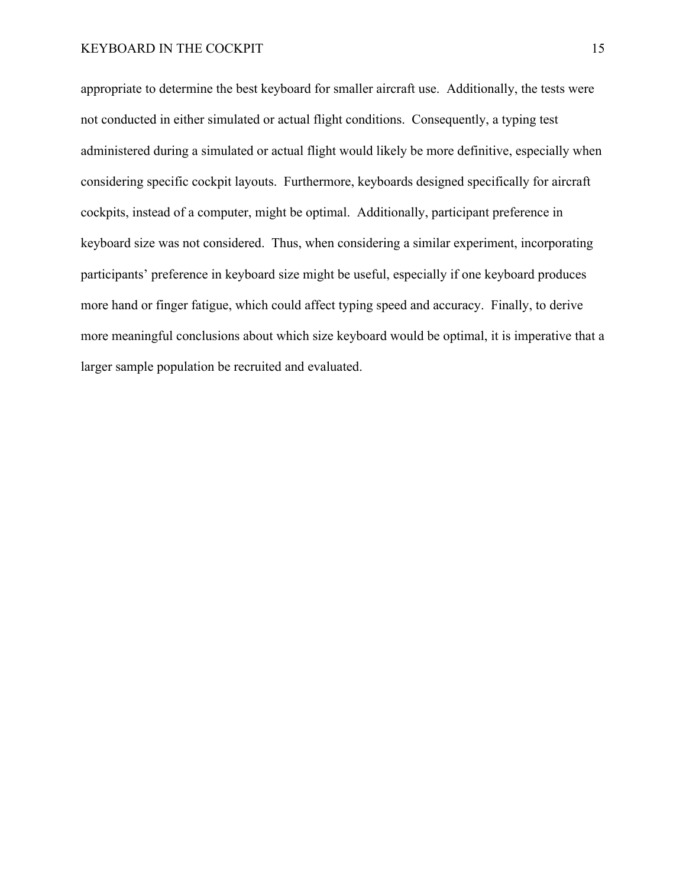appropriate to determine the best keyboard for smaller aircraft use. Additionally, the tests were not conducted in either simulated or actual flight conditions. Consequently, a typing test administered during a simulated or actual flight would likely be more definitive, especially when considering specific cockpit layouts. Furthermore, keyboards designed specifically for aircraft cockpits, instead of a computer, might be optimal. Additionally, participant preference in keyboard size was not considered. Thus, when considering a similar experiment, incorporating participants' preference in keyboard size might be useful, especially if one keyboard produces more hand or finger fatigue, which could affect typing speed and accuracy. Finally, to derive more meaningful conclusions about which size keyboard would be optimal, it is imperative that a larger sample population be recruited and evaluated.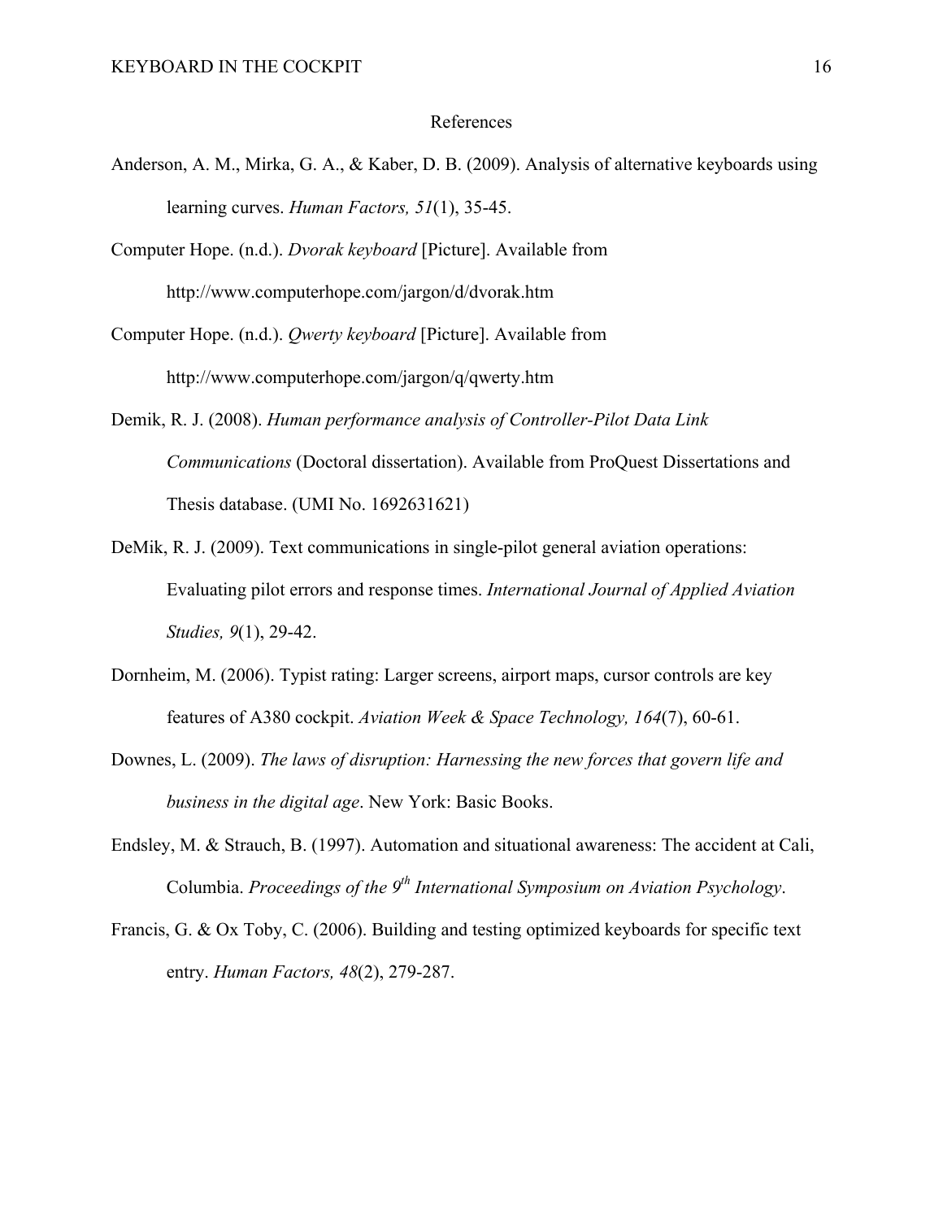# References

Anderson, A. M., Mirka, G. A., & Kaber, D. B. (2009). Analysis of alternative keyboards using learning curves. *Human Factors, 51*(1), 35-45.

Computer Hope. (n.d.). *Dvorak keyboard* [Picture]. Available from http://www.computerhope.com/jargon/d/dvorak.htm

Computer Hope. (n.d.). *Qwerty keyboard* [Picture]. Available from http://www.computerhope.com/jargon/q/qwerty.htm

Demik, R. J. (2008). *Human performance analysis of Controller-Pilot Data Link Communications* (Doctoral dissertation). Available from ProQuest Dissertations and Thesis database. (UMI No. 1692631621)

DeMik, R. J. (2009). Text communications in single-pilot general aviation operations: Evaluating pilot errors and response times. *International Journal of Applied Aviation Studies, 9*(1), 29-42.

Dornheim, M. (2006). Typist rating: Larger screens, airport maps, cursor controls are key features of A380 cockpit. *Aviation Week & Space Technology, 164*(7), 60-61.

Downes, L. (2009). *The laws of disruption: Harnessing the new forces that govern life and business in the digital age*. New York: Basic Books.

Endsley, M. & Strauch, B. (1997). Automation and situational awareness: The accident at Cali, Columbia. *Proceedings of the 9th International Symposium on Aviation Psychology*.

Francis, G. & Ox Toby, C. (2006). Building and testing optimized keyboards for specific text entry. *Human Factors, 48*(2), 279-287.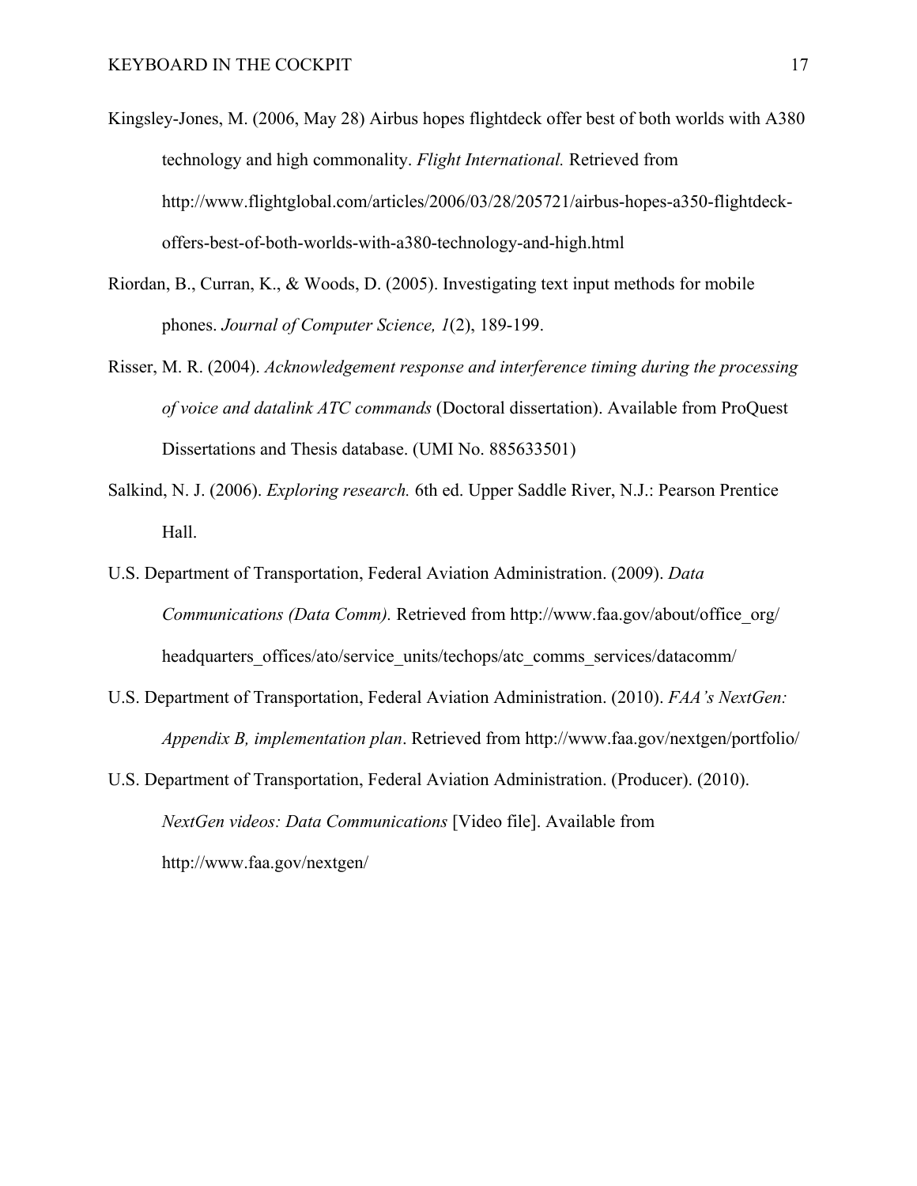Kingsley-Jones, M. (2006, May 28) Airbus hopes flightdeck offer best of both worlds with A380 technology and high commonality. *Flight International.* Retrieved from http://www.flightglobal.com/articles/2006/03/28/205721/airbus-hopes-a350-flightdeck-offers-best-of-both-worlds-with-a380-technology-and-high.html

Riordan, B., Curran, K., & Woods, D. (2005). Investigating text input methods for mobile phones. *Journal of Computer Science, 1*(2), 189-199.

Risser, M. R. (2004). *Acknowledgement response and interference timing during the processing of voice and datalink ATC commands* (Doctoral dissertation). Available from ProQuest Dissertations and Thesis database. (UMI No. 885633501)

Salkind, N. J. (2006). *Exploring research.* 6th ed. Upper Saddle River, N.J.: Pearson Prentice Hall.

U.S. Department of Transportation, Federal Aviation Administration. (2009). *Data Communications (Data Comm).* Retrieved from http://www.faa.gov/about/office_org/headquarters_offices/ato/service_units/techops/atc_comms_services/datacomm/

U.S. Department of Transportation, Federal Aviation Administration. (2010). *FAA's NextGen: Appendix B, implementation plan*. Retrieved from http://www.faa.gov/nextgen/portfolio/

U.S. Department of Transportation, Federal Aviation Administration. (Producer). (2010). *NextGen videos: Data Communications* [Video file]. Available from http://www.faa.gov/nextgen/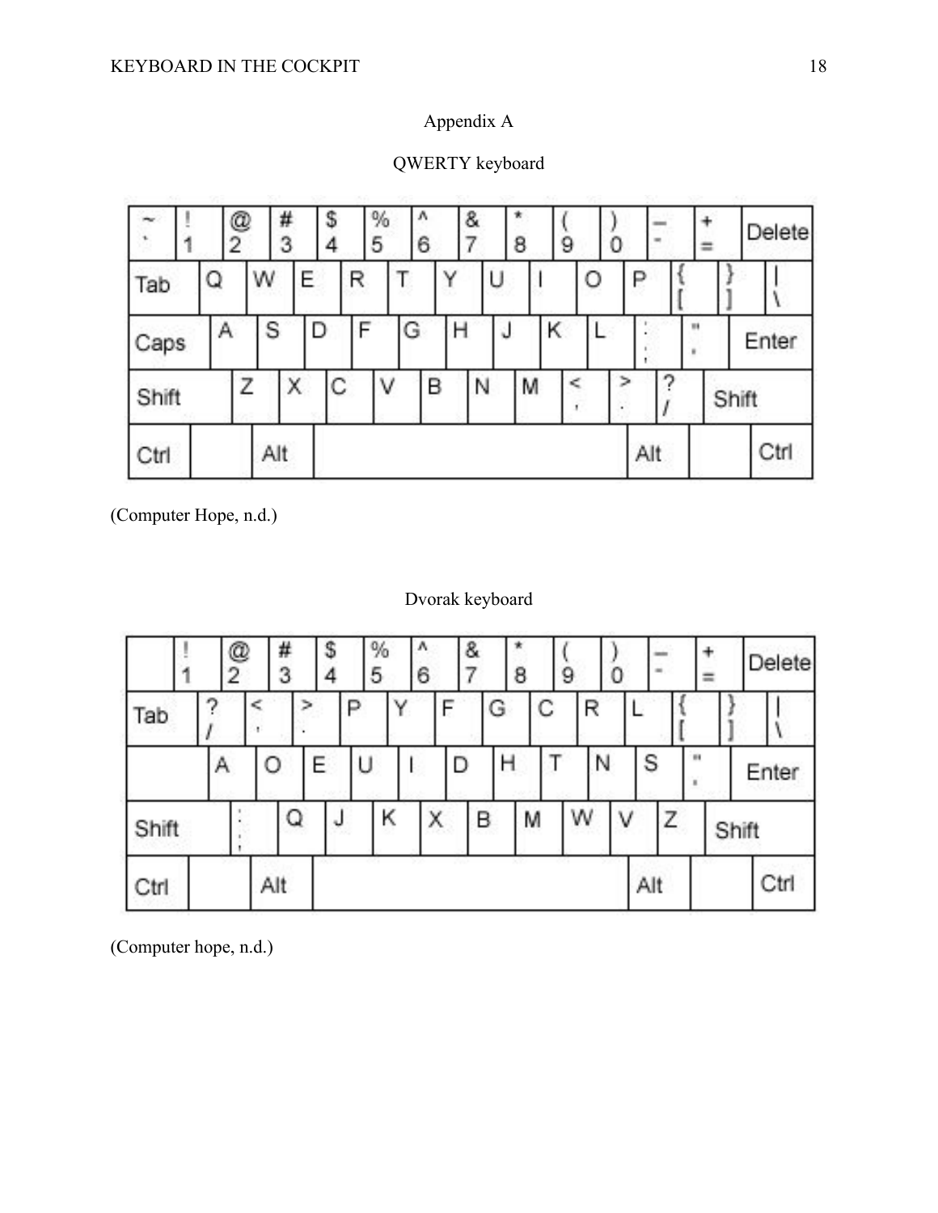## Appendix A

### QWERTY keyboard

| ~ ` | ! 1 | @ 2 | # 3 | $ 4 | % 5 | ^ 6 | & 7 | * 8 | ( 9 | ) 0 | _ - | + = | Delete |
|---|---|---|---|---|---|---|---|---|---|---|---|---|---|
| Tab | Q | W | E | R | T | Y | U | I | O | P | { [ | } ] | \| \ |
| Caps | A | S | D | F | G | H | J | K | L | : ; | " ' | Enter | |
| Shift | Z | X | C | V | B | N | M | < , | > . | ? / | Shift | | |
| Ctrl | | Alt | | Alt | | Ctrl | | | | | | | |

(Computer Hope, n.d.)

### Dvorak keyboard

| | ! 1 | @ 2 | # 3 | $ 4 | % 5 | ^ 6 | & 7 | * 8 | ( 9 | ) 0 | _ - | + = | Delete |
|---|---|---|---|---|---|---|---|---|---|---|---|---|---|
| Tab | ? / | < , | > . | P | Y | F | G | C | R | L | { [ | } ] | \| \ |
| | A | O | E | U | I | D | H | T | N | S | " ' | Enter | |
| Shift | : ; | Q | J | K | X | B | M | W | V | Z | Shift | | |
| Ctrl | | Alt | | Alt | | Ctrl | | | | | | | |

(Computer hope, n.d.)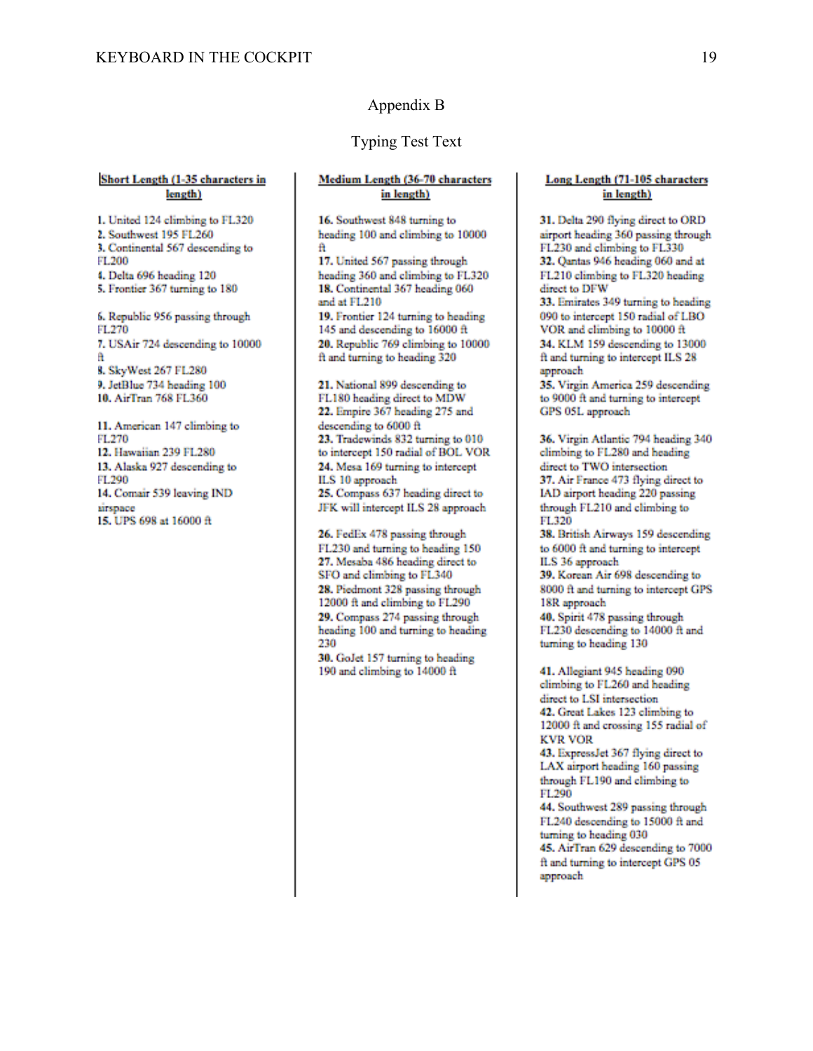# Appendix B

## Typing Test Text

**Short Length (1-35 characters in length)**

**1.** United 124 climbing to FL320
**2.** Southwest 195 FL260
**3.** Continental 567 descending to FL200
**4.** Delta 696 heading 120
**5.** Frontier 367 turning to 180

**6.** Republic 956 passing through FL270
**7.** USAir 724 descending to 10000 ft
**8.** SkyWest 267 FL280
**9.** JetBlue 734 heading 100
**10.** AirTran 768 FL360

**11.** American 147 climbing to FL270
**12.** Hawaiian 239 FL280
**13.** Alaska 927 descending to FL290
**14.** Comair 539 leaving IND airspace
**15.** UPS 698 at 16000 ft

**Medium Length (36-70 characters in length)**

**16.** Southwest 848 turning to heading 100 and climbing to 10000 ft
**17.** United 567 passing through heading 360 and climbing to FL320
**18.** Continental 367 heading 060 and at FL210
**19.** Frontier 124 turning to heading 145 and descending to 16000 ft
**20.** Republic 769 climbing to 10000 ft and turning to heading 320

**21.** National 899 descending to FL180 heading direct to MDW
**22.** Empire 367 heading 275 and descending to 6000 ft
**23.** Tradewinds 832 turning to 010 to intercept 150 radial of BOL VOR
**24.** Mesa 169 turning to intercept ILS 10 approach
**25.** Compass 637 heading direct to JFK will intercept ILS 28 approach

**26.** FedEx 478 passing through FL230 and turning to heading 150
**27.** Mesaba 486 heading direct to SFO and climbing to FL340
**28.** Piedmont 328 passing through 12000 ft and climbing to FL290
**29.** Compass 274 passing through heading 100 and turning to heading 230
**30.** GoJet 157 turning to heading 190 and climbing to 14000 ft

**Long Length (71-105 characters in length)**

**31.** Delta 290 flying direct to ORD airport heading 360 passing through FL230 and climbing to FL330
**32.** Qantas 946 heading 060 and at FL210 climbing to FL320 heading direct to DFW
**33.** Emirates 349 turning to heading 090 to intercept 150 radial of LBO VOR and climbing to 10000 ft
**34.** KLM 159 descending to 13000 ft and turning to intercept ILS 28 approach
**35.** Virgin America 259 descending to 9000 ft and turning to intercept GPS 05L approach

**36.** Virgin Atlantic 794 heading 340 climbing to FL280 and heading direct to TWO intersection
**37.** Air France 473 flying direct to IAD airport heading 220 passing through FL210 and climbing to FL320
**38.** British Airways 159 descending to 6000 ft and turning to intercept ILS 36 approach
**39.** Korean Air 698 descending to 8000 ft and turning to intercept GPS 18R approach
**40.** Spirit 478 passing through FL230 descending to 14000 ft and turning to heading 130

**41.** Allegiant 945 heading 090 climbing to FL260 and heading direct to LSI intersection
**42.** Great Lakes 123 climbing to 12000 ft and crossing 155 radial of KVR VOR
**43.** ExpressJet 367 flying direct to LAX airport heading 160 passing through FL190 and climbing to FL290
**44.** Southwest 289 passing through FL240 descending to 15000 ft and turning to heading 030
**45.** AirTran 629 descending to 7000 ft and turning to intercept GPS 05 approach